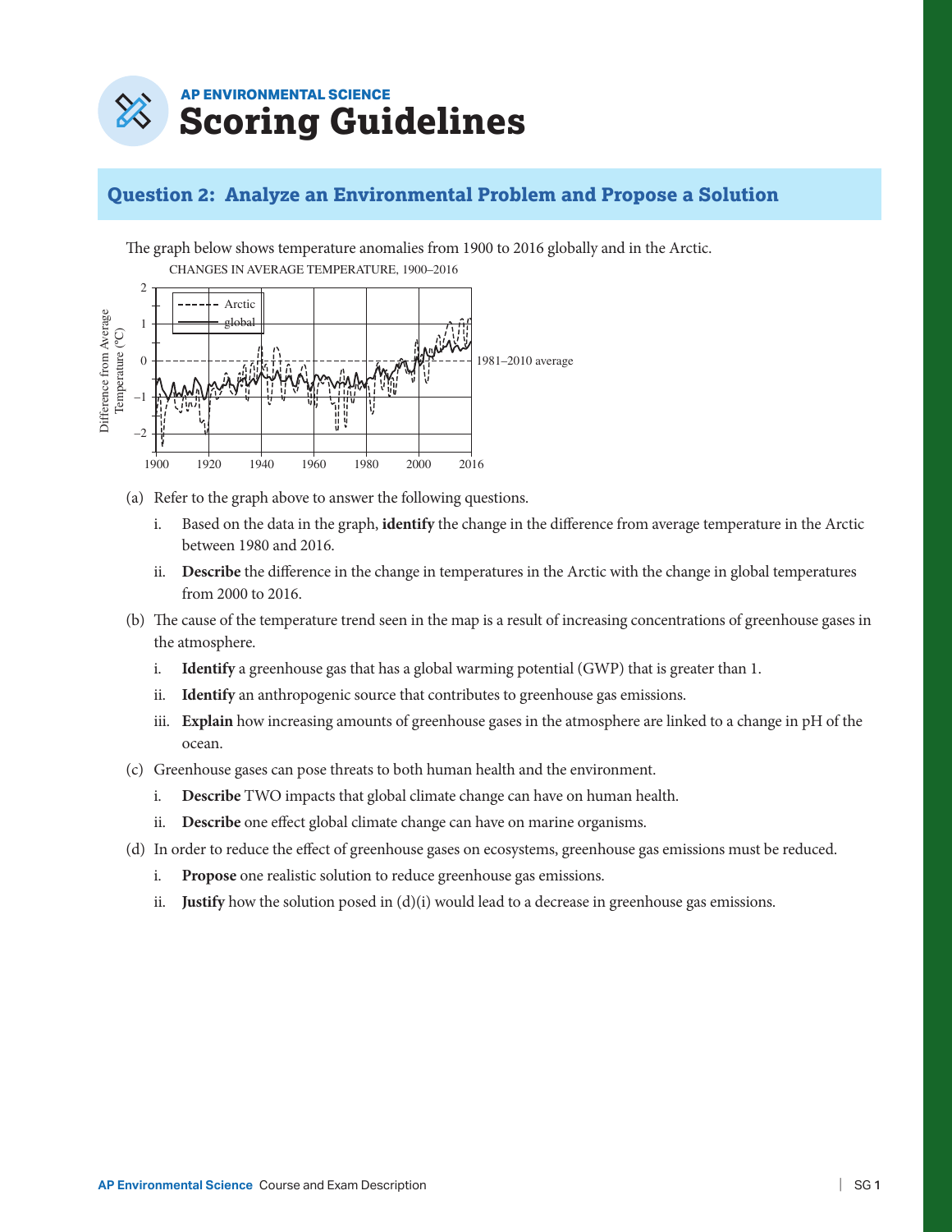**AP ENVIRONMENTAL SCIENCE**

# Scoring Guidelines

## Question 2: Analyze an Environmental Problem and Propose a Solution

The graph below shows temperature anomalies from 1900 to 2016 globally and in the Arctic.

CHANGES IN AVERAGE TEMPERATURE, 1900–2016

Arctic
global

Difference from Average Temperature (°C)

2
1
0
−1
−2

1900 1920 1940 1960 1980 2000 2016

1981–2010 average

(a) Refer to the graph above to answer the following questions.

i. Based on the data in the graph, **identify** the change in the difference from average temperature in the Arctic between 1980 and 2016.

ii. **Describe** the difference in the change in temperatures in the Arctic with the change in global temperatures from 2000 to 2016.

(b) The cause of the temperature trend seen in the map is a result of increasing concentrations of greenhouse gases in the atmosphere.

i. **Identify** a greenhouse gas that has a global warming potential (GWP) that is greater than 1.

ii. **Identify** an anthropogenic source that contributes to greenhouse gas emissions.

iii. **Explain** how increasing amounts of greenhouse gases in the atmosphere are linked to a change in pH of the ocean.

(c) Greenhouse gases can pose threats to both human health and the environment.

i. **Describe** TWO impacts that global climate change can have on human health.

ii. **Describe** one effect global climate change can have on marine organisms.

(d) In order to reduce the effect of greenhouse gases on ecosystems, greenhouse gas emissions must be reduced.

i. **Propose** one realistic solution to reduce greenhouse gas emissions.

ii. **Justify** how the solution posed in (d)(i) would lead to a decrease in greenhouse gas emissions.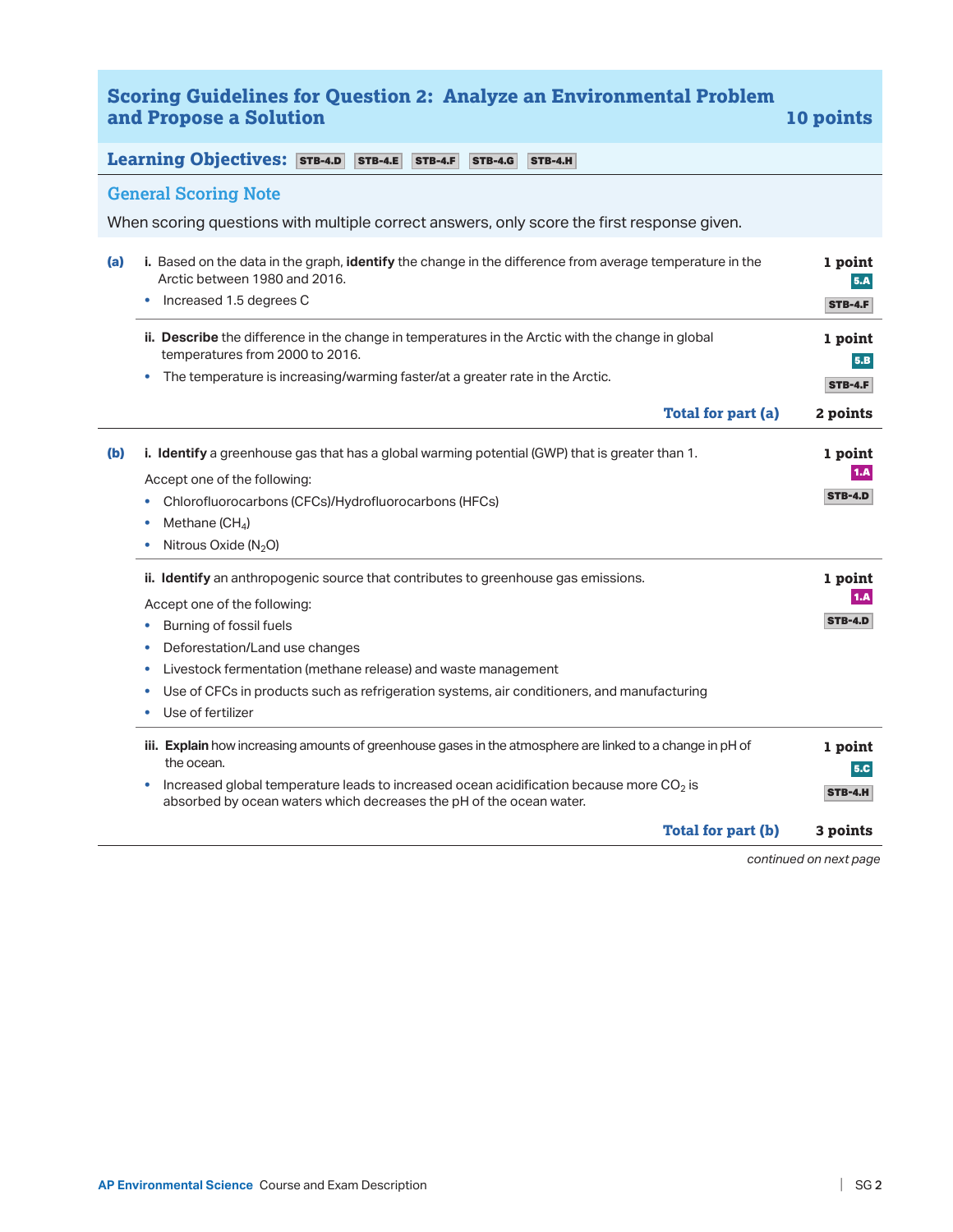## Scoring Guidelines for Question 2: Analyze an Environmental Problem and Propose a Solution — 10 points

**Learning Objectives:** STB-4.D STB-4.E STB-4.F STB-4.G STB-4.H

### General Scoring Note

When scoring questions with multiple correct answers, only score the first response given.

**(a)**

**i.** Based on the data in the graph, **identify** the change in the difference from average temperature in the Arctic between 1980 and 2016. — **1 point** (5.A, STB-4.F)

- Increased 1.5 degrees C

**ii. Describe** the difference in the change in temperatures in the Arctic with the change in global temperatures from 2000 to 2016. — **1 point** (5.B, STB-4.F)

- The temperature is increasing/warming faster/at a greater rate in the Arctic.

**Total for part (a): 2 points**

**(b)**

**i. Identify** a greenhouse gas that has a global warming potential (GWP) that is greater than 1. — **1 point** (1.A, STB-4.D)

Accept one of the following:

- Chlorofluorocarbons (CFCs)/Hydrofluorocarbons (HFCs)
- Methane ($CH_4$)
- Nitrous Oxide ($N_2O$)

**ii. Identify** an anthropogenic source that contributes to greenhouse gas emissions. — **1 point** (1.A, STB-4.D)

Accept one of the following:

- Burning of fossil fuels
- Deforestation/Land use changes
- Livestock fermentation (methane release) and waste management
- Use of CFCs in products such as refrigeration systems, air conditioners, and manufacturing
- Use of fertilizer

**iii. Explain** how increasing amounts of greenhouse gases in the atmosphere are linked to a change in pH of the ocean. — **1 point** (5.C, STB-4.H)

- Increased global temperature leads to increased ocean acidification because more $CO_2$ is absorbed by ocean waters which decreases the pH of the ocean water.

**Total for part (b): 3 points**

*continued on next page*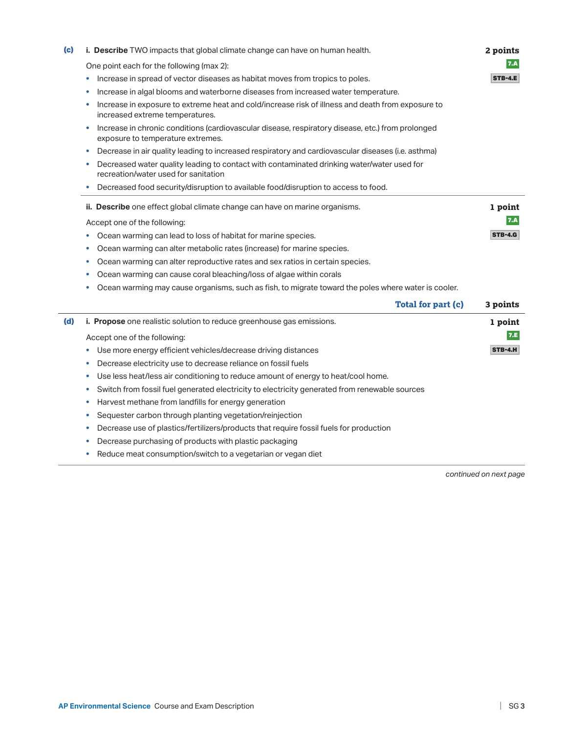**(c)** **i. Describe** TWO impacts that global climate change can have on human health. **2 points**

7.A

STB-4.E

One point each for the following (max 2):

- Increase in spread of vector diseases as habitat moves from tropics to poles.
- Increase in algal blooms and waterborne diseases from increased water temperature.
- Increase in exposure to extreme heat and cold/increase risk of illness and death from exposure to increased extreme temperatures.
- Increase in chronic conditions (cardiovascular disease, respiratory disease, etc.) from prolonged exposure to temperature extremes.
- Decrease in air quality leading to increased respiratory and cardiovascular diseases (i.e. asthma)
- Decreased water quality leading to contact with contaminated drinking water/water used for recreation/water used for sanitation
- Decreased food security/disruption to available food/disruption to access to food.

**ii. Describe** one effect global climate change can have on marine organisms. **1 point**

7.A

STB-4.G

Accept one of the following:

- Ocean warming can lead to loss of habitat for marine species.
- Ocean warming can alter metabolic rates (increase) for marine species.
- Ocean warming can alter reproductive rates and sex ratios in certain species.
- Ocean warming can cause coral bleaching/loss of algae within corals
- Ocean warming may cause organisms, such as fish, to migrate toward the poles where water is cooler.

**Total for part (c)** **3 points**

**(d)** **i. Propose** one realistic solution to reduce greenhouse gas emissions. **1 point**

7.E

STB-4.H

Accept one of the following:

- Use more energy efficient vehicles/decrease driving distances
- Decrease electricity use to decrease reliance on fossil fuels
- Use less heat/less air conditioning to reduce amount of energy to heat/cool home.
- Switch from fossil fuel generated electricity to electricity generated from renewable sources
- Harvest methane from landfills for energy generation
- Sequester carbon through planting vegetation/reinjection
- Decrease use of plastics/fertilizers/products that require fossil fuels for production
- Decrease purchasing of products with plastic packaging
- Reduce meat consumption/switch to a vegetarian or vegan diet

*continued on next page*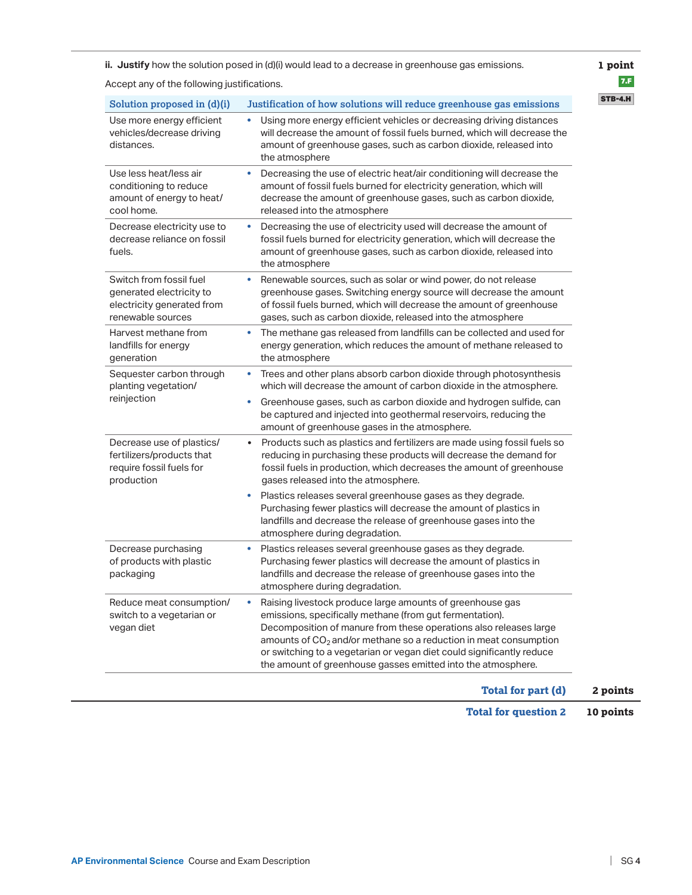**ii. Justify** how the solution posed in (d)(i) would lead to a decrease in greenhouse gas emissions. **1 point**

7.F

STB-4.H

Accept any of the following justifications.

| Solution proposed in (d)(i) | Justification of how solutions will reduce greenhouse gas emissions |
|---|---|
| Use more energy efficient vehicles/decrease driving distances. | • Using more energy efficient vehicles or decreasing driving distances will decrease the amount of fossil fuels burned, which will decrease the amount of greenhouse gases, such as carbon dioxide, released into the atmosphere |
| Use less heat/less air conditioning to reduce amount of energy to heat/cool home. | • Decreasing the use of electric heat/air conditioning will decrease the amount of fossil fuels burned for electricity generation, which will decrease the amount of greenhouse gases, such as carbon dioxide, released into the atmosphere |
| Decrease electricity use to decrease reliance on fossil fuels. | • Decreasing the use of electricity used will decrease the amount of fossil fuels burned for electricity generation, which will decrease the amount of greenhouse gases, such as carbon dioxide, released into the atmosphere |
| Switch from fossil fuel generated electricity to electricity generated from renewable sources | • Renewable sources, such as solar or wind power, do not release greenhouse gases. Switching energy source will decrease the amount of fossil fuels burned, which will decrease the amount of greenhouse gases, such as carbon dioxide, released into the atmosphere |
| Harvest methane from landfills for energy generation | • The methane gas released from landfills can be collected and used for energy generation, which reduces the amount of methane released to the atmosphere |
| Sequester carbon through planting vegetation/reinjection | • Trees and other plans absorb carbon dioxide through photosynthesis which will decrease the amount of carbon dioxide in the atmosphere.<br>• Greenhouse gases, such as carbon dioxide and hydrogen sulfide, can be captured and injected into geothermal reservoirs, reducing the amount of greenhouse gases in the atmosphere. |
| Decrease use of plastics/fertilizers/products that require fossil fuels for production | • Products such as plastics and fertilizers are made using fossil fuels so reducing in purchasing these products will decrease the demand for fossil fuels in production, which decreases the amount of greenhouse gases released into the atmosphere.<br>• Plastics releases several greenhouse gases as they degrade. Purchasing fewer plastics will decrease the amount of plastics in landfills and decrease the release of greenhouse gases into the atmosphere during degradation. |
| Decrease purchasing of products with plastic packaging | • Plastics releases several greenhouse gases as they degrade. Purchasing fewer plastics will decrease the amount of plastics in landfills and decrease the release of greenhouse gases into the atmosphere during degradation. |
| Reduce meat consumption/switch to a vegetarian or vegan diet | • Raising livestock produce large amounts of greenhouse gas emissions, specifically methane (from gut fermentation). Decomposition of manure from these operations also releases large amounts of $CO_2$ and/or methane so a reduction in meat consumption or switching to a vegetarian or vegan diet could significantly reduce the amount of greenhouse gasses emitted into the atmosphere. |

**Total for part (d)** **2 points**

**Total for question 2** **10 points**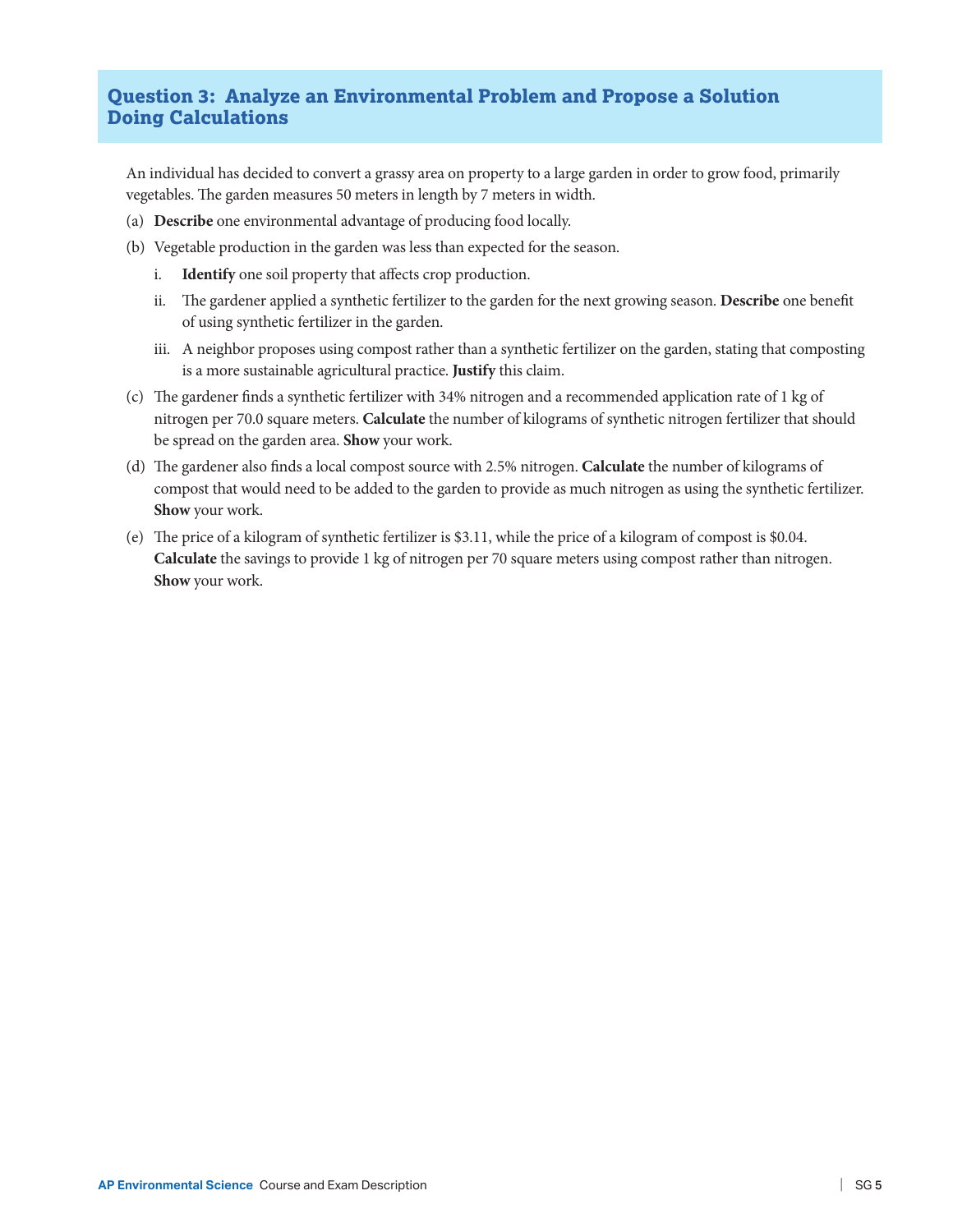## Question 3: Analyze an Environmental Problem and Propose a Solution Doing Calculations

An individual has decided to convert a grassy area on property to a large garden in order to grow food, primarily vegetables. The garden measures 50 meters in length by 7 meters in width.

(a) **Describe** one environmental advantage of producing food locally.

(b) Vegetable production in the garden was less than expected for the season.

   i. **Identify** one soil property that affects crop production.

   ii. The gardener applied a synthetic fertilizer to the garden for the next growing season. **Describe** one benefit of using synthetic fertilizer in the garden.

   iii. A neighbor proposes using compost rather than a synthetic fertilizer on the garden, stating that composting is a more sustainable agricultural practice. **Justify** this claim.

(c) The gardener finds a synthetic fertilizer with 34% nitrogen and a recommended application rate of 1 kg of nitrogen per 70.0 square meters. **Calculate** the number of kilograms of synthetic nitrogen fertilizer that should be spread on the garden area. **Show** your work.

(d) The gardener also finds a local compost source with 2.5% nitrogen. **Calculate** the number of kilograms of compost that would need to be added to the garden to provide as much nitrogen as using the synthetic fertilizer. **Show** your work.

(e) The price of a kilogram of synthetic fertilizer is $3.11, while the price of a kilogram of compost is $0.04. **Calculate** the savings to provide 1 kg of nitrogen per 70 square meters using compost rather than nitrogen. **Show** your work.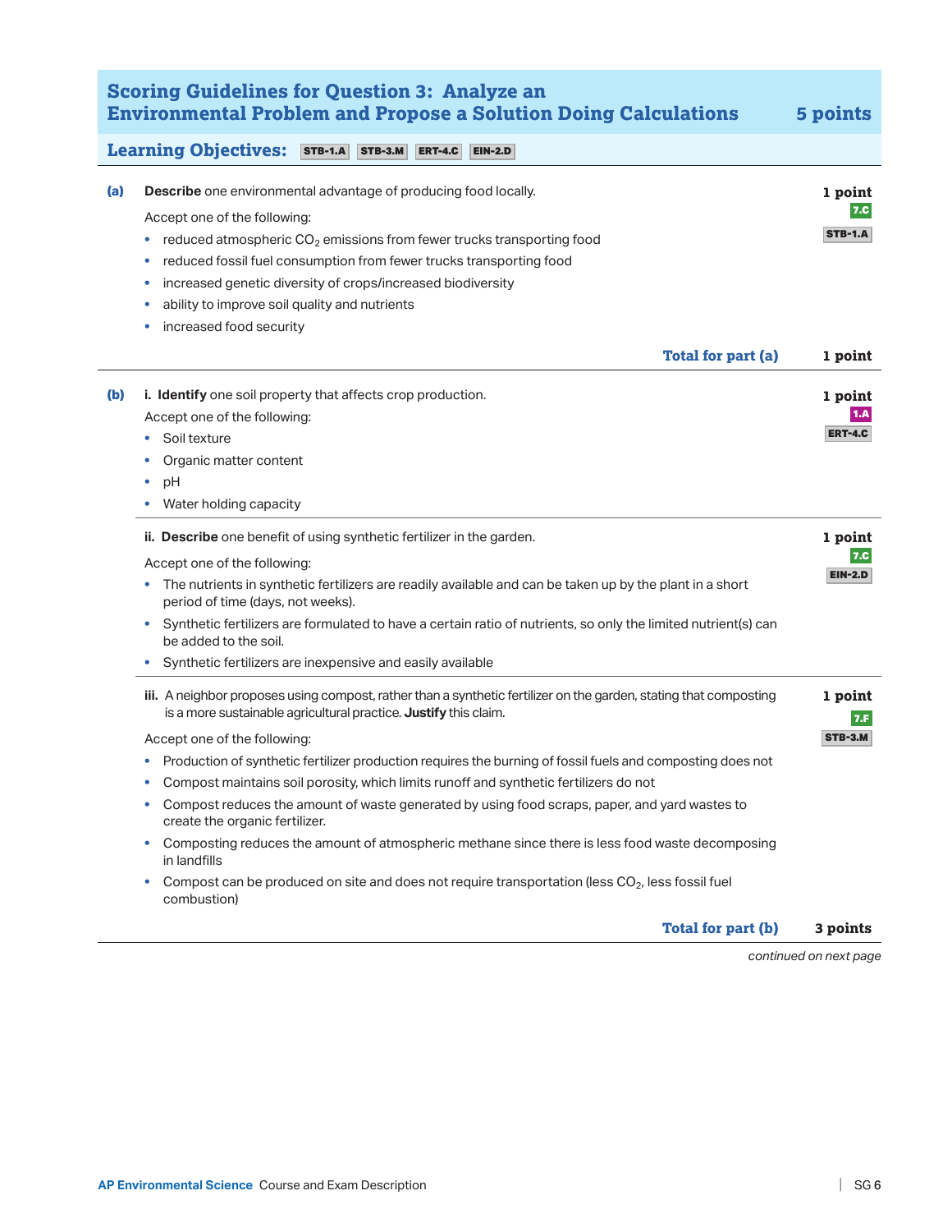## Scoring Guidelines for Question 3: Analyze an Environmental Problem and Propose a Solution Doing Calculations — 5 points

**Learning Objectives:** STB-1.A STB-3.M ERT-4.C EIN-2.D

**(a)** **Describe** one environmental advantage of producing food locally. — **1 point** (7.C, STB-1.A)

Accept one of the following:

- reduced atmospheric $CO_2$ emissions from fewer trucks transporting food
- reduced fossil fuel consumption from fewer trucks transporting food
- increased genetic diversity of crops/increased biodiversity
- ability to improve soil quality and nutrients
- increased food security

**Total for part (a) — 1 point**

---

**(b)** **i. Identify** one soil property that affects crop production. — **1 point** (1.A, ERT-4.C)

Accept one of the following:

- Soil texture
- Organic matter content
- pH
- Water holding capacity

**ii. Describe** one benefit of using synthetic fertilizer in the garden. — **1 point** (7.C, EIN-2.D)

Accept one of the following:

- The nutrients in synthetic fertilizers are readily available and can be taken up by the plant in a short period of time (days, not weeks).
- Synthetic fertilizers are formulated to have a certain ratio of nutrients, so only the limited nutrient(s) can be added to the soil.
- Synthetic fertilizers are inexpensive and easily available

**iii.** A neighbor proposes using compost, rather than a synthetic fertilizer on the garden, stating that composting is a more sustainable agricultural practice. **Justify** this claim. — **1 point** (7.F, STB-3.M)

Accept one of the following:

- Production of synthetic fertilizer production requires the burning of fossil fuels and composting does not
- Compost maintains soil porosity, which limits runoff and synthetic fertilizers do not
- Compost reduces the amount of waste generated by using food scraps, paper, and yard wastes to create the organic fertilizer.
- Composting reduces the amount of atmospheric methane since there is less food waste decomposing in landfills
- Compost can be produced on site and does not require transportation (less $CO_2$, less fossil fuel combustion)

**Total for part (b) — 3 points**

*continued on next page*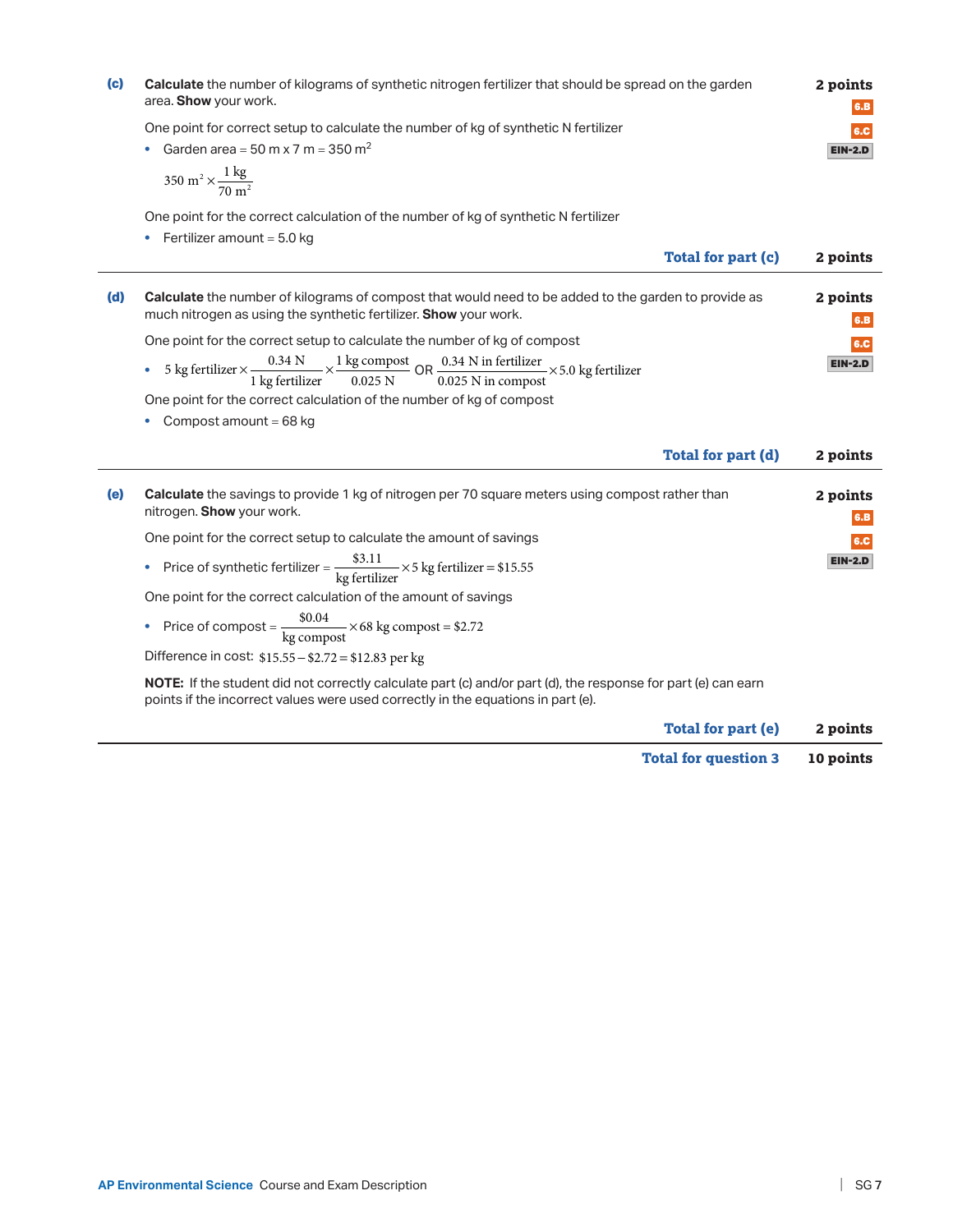**(c)** **Calculate** the number of kilograms of synthetic nitrogen fertilizer that should be spread on the garden area. **Show** your work.

**2 points**

6.B

6.C

EIN-2.D

One point for correct setup to calculate the number of kg of synthetic N fertilizer

- Garden area = 50 m x 7 m = 350 m$^2$

$$350 \text{ m}^2 \times \frac{1 \text{ kg}}{70 \text{ m}^2}$$

One point for the correct calculation of the number of kg of synthetic N fertilizer

- Fertilizer amount = 5.0 kg

**Total for part (c)** **2 points**

---

**(d)** **Calculate** the number of kilograms of compost that would need to be added to the garden to provide as much nitrogen as using the synthetic fertilizer. **Show** your work.

**2 points**

6.B

6.C

EIN-2.D

One point for the correct setup to calculate the number of kg of compost

- $5 \text{ kg fertilizer} \times \frac{0.34 \text{ N}}{1 \text{ kg fertilizer}} \times \frac{1 \text{ kg compost}}{0.025 \text{ N}}$ OR $\frac{0.34 \text{ N in fertilizer}}{0.025 \text{ N in compost}} \times 5.0 \text{ kg fertilizer}$

One point for the correct calculation of the number of kg of compost

- Compost amount = 68 kg

**Total for part (d)** **2 points**

---

**(e)** **Calculate** the savings to provide 1 kg of nitrogen per 70 square meters using compost rather than nitrogen. **Show** your work.

**2 points**

6.B

6.C

EIN-2.D

One point for the correct setup to calculate the amount of savings

- Price of synthetic fertilizer = $\frac{\$3.11}{\text{kg fertilizer}} \times 5 \text{ kg fertilizer} = \$15.55$

One point for the correct calculation of the amount of savings

- Price of compost = $\frac{\$0.04}{\text{kg compost}} \times 68 \text{ kg compost} = \$2.72$

Difference in cost: $\$15.55 - \$2.72 = \$12.83$ per kg

**NOTE:** If the student did not correctly calculate part (c) and/or part (d), the response for part (e) can earn points if the incorrect values were used correctly in the equations in part (e).

**Total for part (e)** **2 points**

---

**Total for question 3** **10 points**